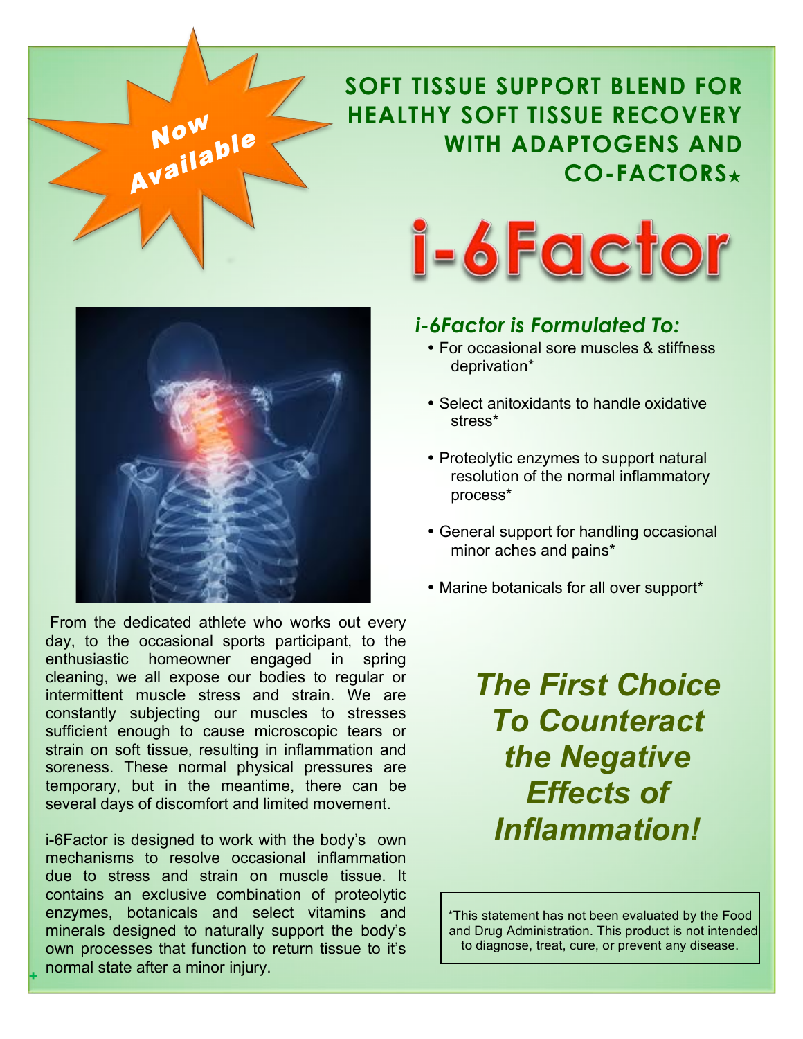Now Available

**SOFT TISSUE SUPPORT BLEND FOR HEALTHY SOFT TISSUE RECOVERY WITH ADAPTOGENS AND CO-FACTORS★**

# i-6Factor

### *i-6Factor is Formulated To:*

- For occasional sore muscles & stiffness deprivation*
- Select anitoxidants to handle oxidative stress*
- Proteolytic enzymes to support natural resolution of the normal inflammatory process*
- General support for handling occasional minor aches and pains*
- Marine botanicals for all over support*

From the dedicated athlete who works out every day, to the occasional sports participant, to the enthusiastic homeowner engaged in spring cleaning, we all expose our bodies to regular or intermittent muscle stress and strain. We are constantly subjecting our muscles to stresses sufficient enough to cause microscopic tears or strain on soft tissue, resulting in inflammation and soreness. These normal physical pressures are temporary, but in the meantime, there can be several days of discomfort and limited movement.

i-6Factor is designed to work with the body's own mechanisms to resolve occasional inflammation due to stress and strain on muscle tissue. It contains an exclusive combination of proteolytic enzymes, botanicals and select vitamins and minerals designed to naturally support the body's own processes that function to return tissue to it's normal state after a minor injury.

## *The First Choice To Counteract the Negative Effects of Inflammation!*

*This statement has not been evaluated by the Food and Drug Administration. This product is not intended to diagnose, treat, cure, or prevent any disease.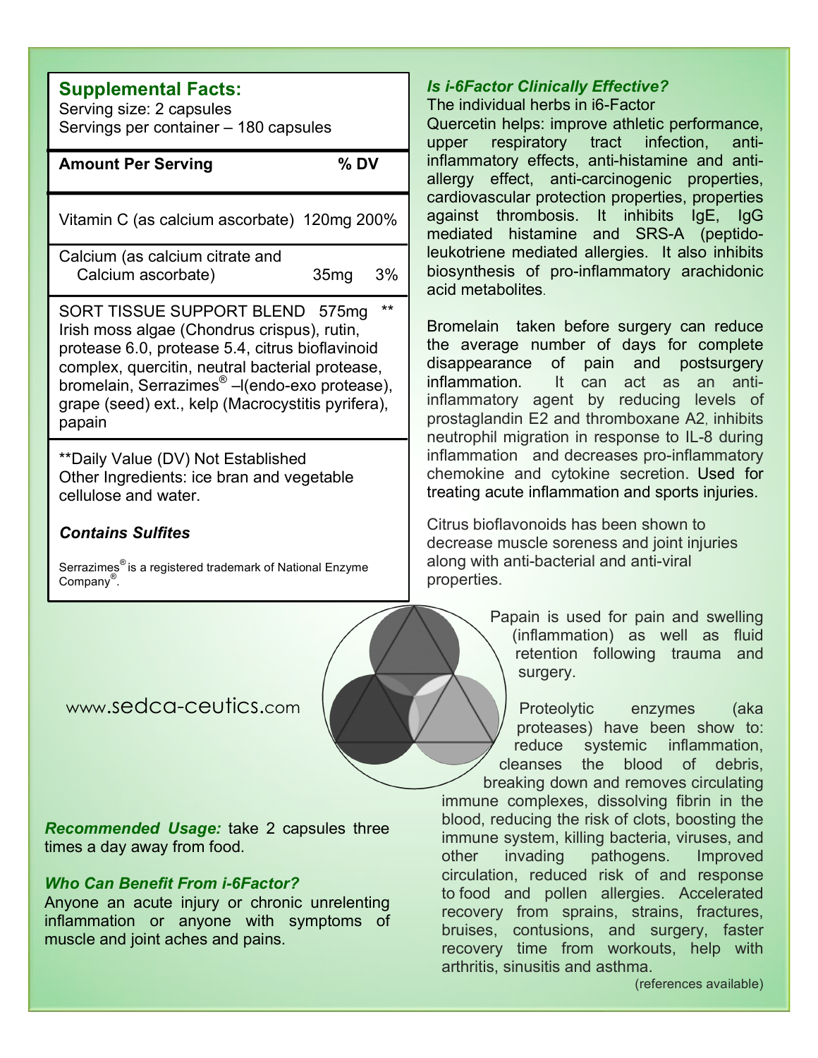## Supplemental Facts:

Serving size: 2 capsules
Servings per container – 180 capsules

| Amount Per Serving | | % DV |
|---|---|---|
| Vitamin C (as calcium ascorbate) | 120mg | 200% |
| Calcium (as calcium citrate and Calcium ascorbate) | 35mg | 3% |
| SORT TISSUE SUPPORT BLEND | 575mg | ** |

Irish moss algae (Chondrus crispus), rutin, protease 6.0, protease 5.4, citrus bioflavinoid complex, quercitin, neutral bacterial protease, bromelain, Serrazimes® –I(endo-exo protease), grape (seed) ext., kelp (Macrocystitis pyrifera), papain

**Daily Value (DV) Not Established
Other Ingredients: ice bran and vegetable cellulose and water.

***Contains Sulfites***

Serrazimes® is a registered trademark of National Enzyme Company®.

www.sedca-ceutics.com

***Recommended Usage:*** take 2 capsules three times a day away from food.

***Who Can Benefit From i-6Factor?***
Anyone an acute injury or chronic unrelenting inflammation or anyone with symptoms of muscle and joint aches and pains.

***Is i-6Factor Clinically Effective?***
The individual herbs in i6-Factor
Quercetin helps: improve athletic performance, upper respiratory tract infection, anti-inflammatory effects, anti-histamine and anti-allergy effect, anti-carcinogenic properties, cardiovascular protection properties, properties against thrombosis. It inhibits IgE, IgG mediated histamine and SRS-A (peptido-leukotriene mediated allergies. It also inhibits biosynthesis of pro-inflammatory arachidonic acid metabolites.

Bromelain taken before surgery can reduce the average number of days for complete disappearance of pain and postsurgery inflammation. It can act as an anti-inflammatory agent by reducing levels of prostaglandin E2 and thromboxane A2, inhibits neutrophil migration in response to IL-8 during inflammation and decreases pro-inflammatory chemokine and cytokine secretion. Used for treating acute inflammation and sports injuries.

Citrus bioflavonoids has been shown to decrease muscle soreness and joint injuries along with anti-bacterial and anti-viral properties.

Papain is used for pain and swelling (inflammation) as well as fluid retention following trauma and surgery.

Proteolytic enzymes (aka proteases) have been show to: reduce systemic inflammation, cleanses the blood of debris, breaking down and removes circulating immune complexes, dissolving fibrin in the blood, reducing the risk of clots, boosting the immune system, killing bacteria, viruses, and other invading pathogens. Improved circulation, reduced risk of and response to food and pollen allergies. Accelerated recovery from sprains, strains, fractures, bruises, contusions, and surgery, faster recovery time from workouts, help with arthritis, sinusitis and asthma.

(references available)